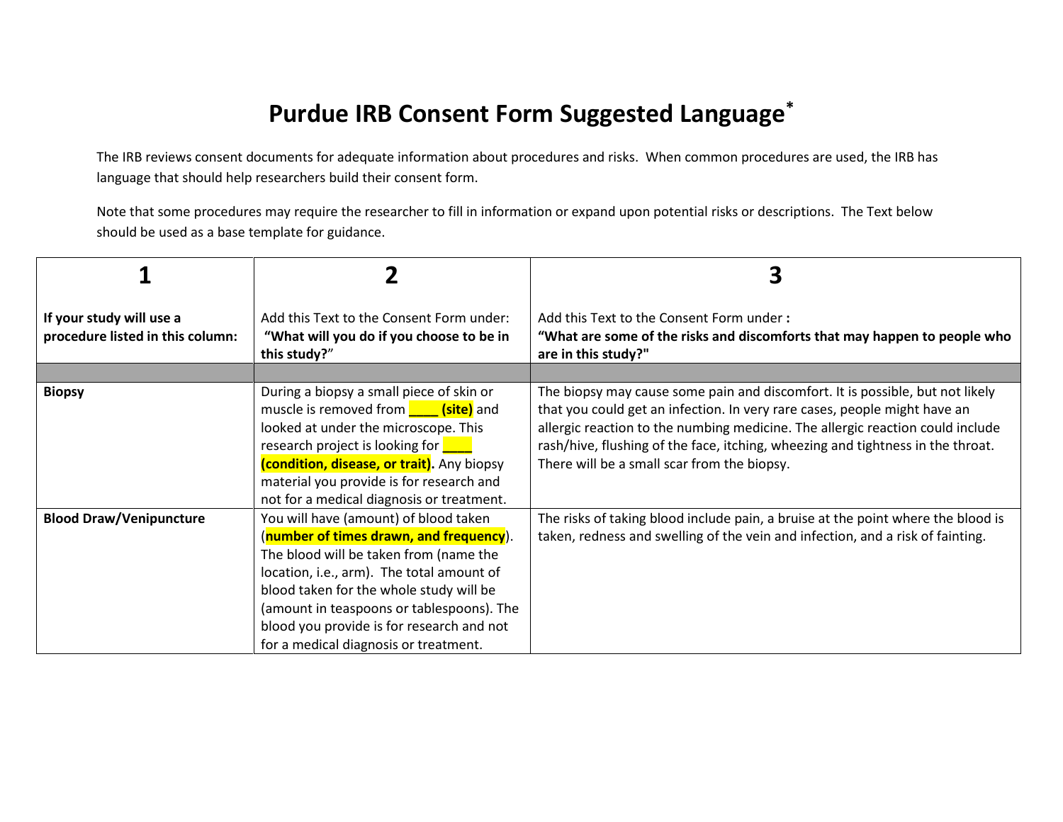# Purdue IRB Consent Form Suggested Language*

The IRB reviews consent documents for adequate information about procedures and risks. When common procedures are used, the IRB has language that should help researchers build their consent form.

Note that some procedures may require the researcher to fill in information or expand upon potential risks or descriptions. The Text below should be used as a base template for guidance.

| 1<br><br>**If your study will use a procedure listed in this column:** | 2<br><br>Add this Text to the Consent Form under:<br>**"What will you do if you choose to be in this study?"** | 3<br><br>Add this Text to the Consent Form under **:**<br>**"What are some of the risks and discomforts that may happen to people who are in this study?"** |
|---|---|---|
| | | |
| **Biopsy** | During a biopsy a small piece of skin or muscle is removed from **____ (site)** and looked at under the microscope. This research project is looking for **____ (condition, disease, or trait).** Any biopsy material you provide is for research and not for a medical diagnosis or treatment. | The biopsy may cause some pain and discomfort. It is possible, but not likely that you could get an infection. In very rare cases, people might have an allergic reaction to the numbing medicine. The allergic reaction could include rash/hive, flushing of the face, itching, wheezing and tightness in the throat. There will be a small scar from the biopsy. |
| **Blood Draw/Venipuncture** | You will have (amount) of blood taken (**number of times drawn, and frequency**). The blood will be taken from (name the location, i.e., arm). The total amount of blood taken for the whole study will be (amount in teaspoons or tablespoons). The blood you provide is for research and not for a medical diagnosis or treatment. | The risks of taking blood include pain, a bruise at the point where the blood is taken, redness and swelling of the vein and infection, and a risk of fainting. |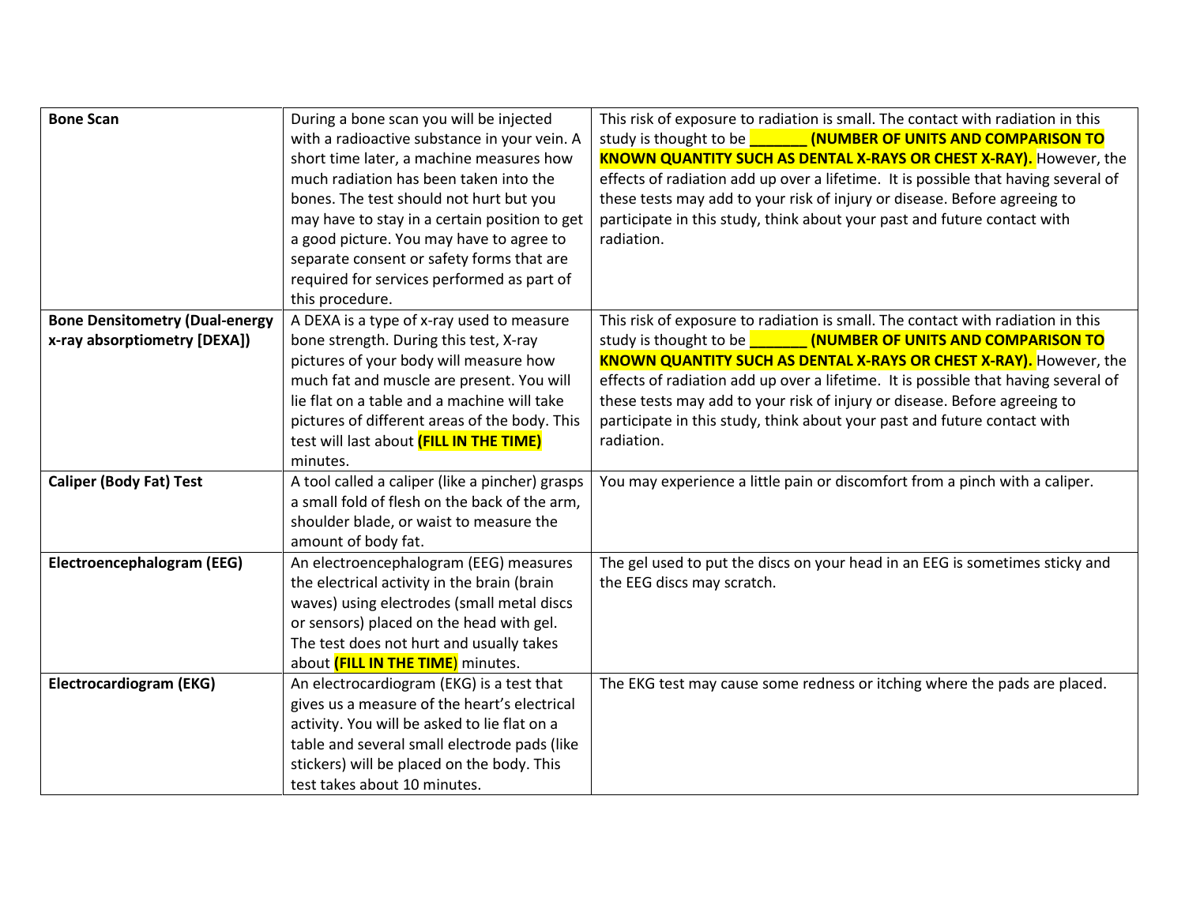| Bone Scan | During a bone scan you will be injected with a radioactive substance in your vein. A short time later, a machine measures how much radiation has been taken into the bones. The test should not hurt but you may have to stay in a certain position to get a good picture. You may have to agree to separate consent or safety forms that are required for services performed as part of this procedure. | This risk of exposure to radiation is small. The contact with radiation in this study is thought to be **_______ (NUMBER OF UNITS AND COMPARISON TO KNOWN QUANTITY SUCH AS DENTAL X-RAYS OR CHEST X-RAY).** However, the effects of radiation add up over a lifetime. It is possible that having several of these tests may add to your risk of injury or disease. Before agreeing to participate in this study, think about your past and future contact with radiation. |
|---|---|---|
| **Bone Densitometry (Dual-energy x-ray absorptiometry [DEXA])** | A DEXA is a type of x-ray used to measure bone strength. During this test, X-ray pictures of your body will measure how much fat and muscle are present. You will lie flat on a table and a machine will take pictures of different areas of the body. This test will last about **(FILL IN THE TIME)** minutes. | This risk of exposure to radiation is small. The contact with radiation in this study is thought to be **_______ (NUMBER OF UNITS AND COMPARISON TO KNOWN QUANTITY SUCH AS DENTAL X-RAYS OR CHEST X-RAY).** However, the effects of radiation add up over a lifetime. It is possible that having several of these tests may add to your risk of injury or disease. Before agreeing to participate in this study, think about your past and future contact with radiation. |
| **Caliper (Body Fat) Test** | A tool called a caliper (like a pincher) grasps a small fold of flesh on the back of the arm, shoulder blade, or waist to measure the amount of body fat. | You may experience a little pain or discomfort from a pinch with a caliper. |
| **Electroencephalogram (EEG)** | An electroencephalogram (EEG) measures the electrical activity in the brain (brain waves) using electrodes (small metal discs or sensors) placed on the head with gel. The test does not hurt and usually takes about **(FILL IN THE TIME)** minutes. | The gel used to put the discs on your head in an EEG is sometimes sticky and the EEG discs may scratch. |
| **Electrocardiogram (EKG)** | An electrocardiogram (EKG) is a test that gives us a measure of the heart's electrical activity. You will be asked to lie flat on a table and several small electrode pads (like stickers) will be placed on the body. This test takes about 10 minutes. | The EKG test may cause some redness or itching where the pads are placed. |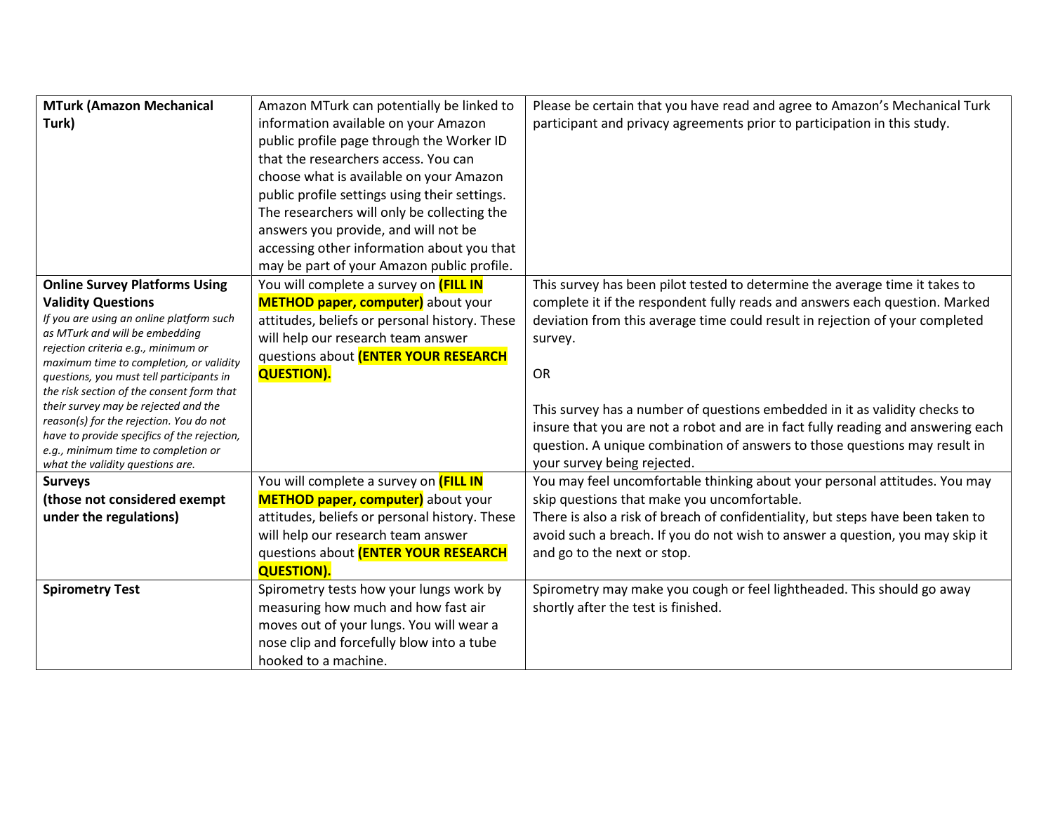| **MTurk (Amazon Mechanical Turk)** | Amazon MTurk can potentially be linked to information available on your Amazon public profile page through the Worker ID that the researchers access. You can choose what is available on your Amazon public profile settings using their settings. The researchers will only be collecting the answers you provide, and will not be accessing other information about you that may be part of your Amazon public profile. | Please be certain that you have read and agree to Amazon's Mechanical Turk participant and privacy agreements prior to participation in this study. |
|---|---|---|
| **Online Survey Platforms Using Validity Questions** *If you are using an online platform such as MTurk and will be embedding rejection criteria e.g., minimum or maximum time to completion, or validity questions, you must tell participants in the risk section of the consent form that their survey may be rejected and the reason(s) for the rejection. You do not have to provide specifics of the rejection, e.g., minimum time to completion or what the validity questions are.* | You will complete a survey on **(FILL IN METHOD paper, computer)** about your attitudes, beliefs or personal history. These will help our research team answer questions about **(ENTER YOUR RESEARCH QUESTION).** | This survey has been pilot tested to determine the average time it takes to complete it if the respondent fully reads and answers each question. Marked deviation from this average time could result in rejection of your completed survey.<br><br>OR<br><br>This survey has a number of questions embedded in it as validity checks to insure that you are not a robot and are in fact fully reading and answering each question. A unique combination of answers to those questions may result in your survey being rejected. |
| **Surveys (those not considered exempt under the regulations)** | You will complete a survey on **(FILL IN METHOD paper, computer)** about your attitudes, beliefs or personal history. These will help our research team answer questions about **(ENTER YOUR RESEARCH QUESTION).** | You may feel uncomfortable thinking about your personal attitudes. You may skip questions that make you uncomfortable.<br>There is also a risk of breach of confidentiality, but steps have been taken to avoid such a breach. If you do not wish to answer a question, you may skip it and go to the next or stop. |
| **Spirometry Test** | Spirometry tests how your lungs work by measuring how much and how fast air moves out of your lungs. You will wear a nose clip and forcefully blow into a tube hooked to a machine. | Spirometry may make you cough or feel lightheaded. This should go away shortly after the test is finished. |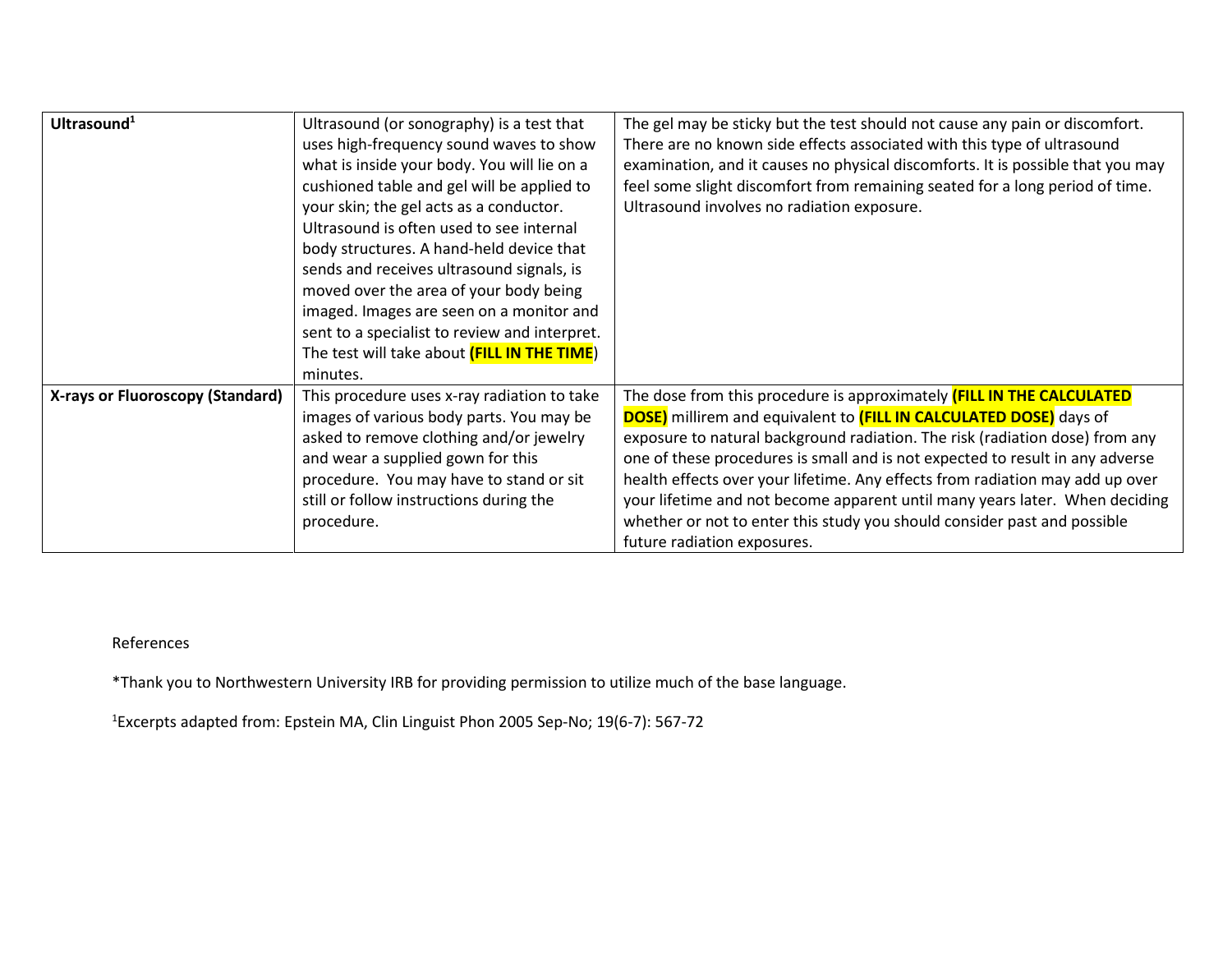| | | |
|---|---|---|
| **Ultrasound**[1] | Ultrasound (or sonography) is a test that uses high-frequency sound waves to show what is inside your body. You will lie on a cushioned table and gel will be applied to your skin; the gel acts as a conductor. Ultrasound is often used to see internal body structures. A hand-held device that sends and receives ultrasound signals, is moved over the area of your body being imaged. Images are seen on a monitor and sent to a specialist to review and interpret. The test will take about **(FILL IN THE TIME**) minutes. | The gel may be sticky but the test should not cause any pain or discomfort. There are no known side effects associated with this type of ultrasound examination, and it causes no physical discomforts. It is possible that you may feel some slight discomfort from remaining seated for a long period of time. Ultrasound involves no radiation exposure. |
| **X-rays or Fluoroscopy (Standard)** | This procedure uses x-ray radiation to take images of various body parts. You may be asked to remove clothing and/or jewelry and wear a supplied gown for this procedure. You may have to stand or sit still or follow instructions during the procedure. | The dose from this procedure is approximately **(FILL IN THE CALCULATED DOSE)** millirem and equivalent to **(FILL IN CALCULATED DOSE)** days of exposure to natural background radiation. The risk (radiation dose) from any one of these procedures is small and is not expected to result in any adverse health effects over your lifetime. Any effects from radiation may add up over your lifetime and not become apparent until many years later. When deciding whether or not to enter this study you should consider past and possible future radiation exposures. |

References

*Thank you to Northwestern University IRB for providing permission to utilize much of the base language.

[1]Excerpts adapted from: Epstein MA, Clin Linguist Phon 2005 Sep-No; 19(6-7): 567-72